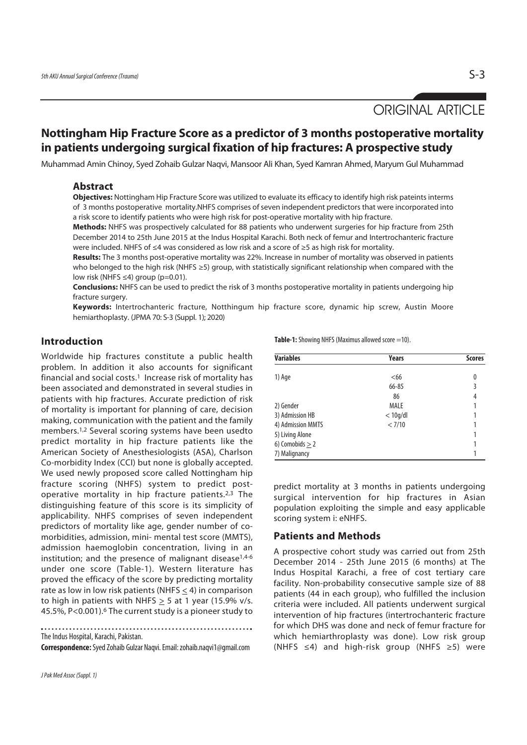ORIGINAL ARTICLE

# Nottingham Hip Fracture Score as a predictor of 3 months postoperative mortality in patients undergoing surgical fixation of hip fractures: A prospective study

Muhammad Amin Chinoy, Syed Zohaib Gulzar Naqvi, Mansoor Ali Khan, Syed Kamran Ahmed, Maryum Gul Muhammad

## Abstract

**Objectives:** Nottingham Hip Fracture Score was utilized to evaluate its efficacy to identify high risk pateints interms of 3 months postoperative mortality.NHFS comprises of seven independent predictors that were incorporated into a risk score to identify patients who were high risk for post-operative mortality with hip fracture.

**Methods:** NHFS was prospectively calculated for 88 patients who underwent surgeries for hip fracture from 25th December 2014 to 25th June 2015 at the Indus Hospital Karachi. Both neck of femur and Intertrochanteric fracture were included. NHFS of ≤4 was considered as low risk and a score of ≥5 as high risk for mortality.

**Results:** The 3 months post-operative mortality was 22%. Increase in number of mortality was observed in patients who belonged to the high risk (NHFS ≥5) group, with statistically significant relationship when compared with the low risk (NHFS ≤4) group (p=0.01).

**Conclusions:** NHFS can be used to predict the risk of 3 months postoperative mortality in patients undergoing hip fracture surgery.

**Keywords:** Intertrochanteric fracture, Notthingum hip fracture score, dynamic hip screw, Austin Moore hemiarthoplasty. (JPMA 70: S-3 (Suppl. 1); 2020)

## Introduction

Worldwide hip fractures constitute a public health problem. In addition it also accounts for significant financial and social costs.[1] Increase risk of mortality has been associated and demonstrated in several studies in patients with hip fractures. Accurate prediction of risk of mortality is important for planning of care, decision making, communication with the patient and the family members.[1,2] Several scoring systems have been usedto predict mortality in hip fracture patients like the American Society of Anesthesiologists (ASA), Charlson Co-morbidity Index (CCI) but none is globally accepted. We used newly proposed score called Nottingham hip fracture scoring (NHFS) system to predict post-operative mortality in hip fracture patients.[2,3] The distinguishing feature of this score is its simplicity of applicability. NHFS comprises of seven independent predictors of mortality like age, gender number of co-morbidities, admission, mini- mental test score (MMTS), admission haemoglobin concentration, living in an institution; and the presence of malignant disease[1,4-6] under one score (Table-1). Western literature has proved the efficacy of the score by predicting mortality rate as low in low risk patients (NHFS ≤ 4) in comparison to high in patients with NHFS ≥ 5 at 1 year (15.9% v/s. 45.5%, P<0.001).[6] The current study is a pioneer study to predict mortality at 3 months in patients undergoing surgical intervention for hip fractures in Asian population exploiting the simple and easy applicable scoring system i: eNHFS.

**Table-1:** Showing NHFS (Maximus allowed score =10).

| Variables | Years | Scores |
|---|---|---|
| 1) Age | <66 | 0 |
| | 66-85 | 3 |
| | 86 | 4 |
| 2) Gender | MALE | 1 |
| 3) Admission HB | < 10g/dl | 1 |
| 4) Admission MMTS | < 7/10 | 1 |
| 5) Living Alone | | 1 |
| 6) Comobids ≥ 2 | | 1 |
| 7) Malignancy | | 1 |

## Patients and Methods

A prospective cohort study was carried out from 25th December 2014 - 25th June 2015 (6 months) at The Indus Hospital Karachi, a free of cost tertiary care facility. Non-probability consecutive sample size of 88 patients (44 in each group), who fulfilled the inclusion criteria were included. All patients underwent surgical intervention of hip fractures (intertrochanteric fracture for which DHS was done and neck of femur fracture for which hemiarthroplasty was done). Low risk group (NHFS ≤4) and high-risk group (NHFS ≥5) were

The Indus Hospital, Karachi, Pakistan.

**Correspondence:** Syed Zohaib Gulzar Naqvi. Email: zohaib.naqvi1@gmail.com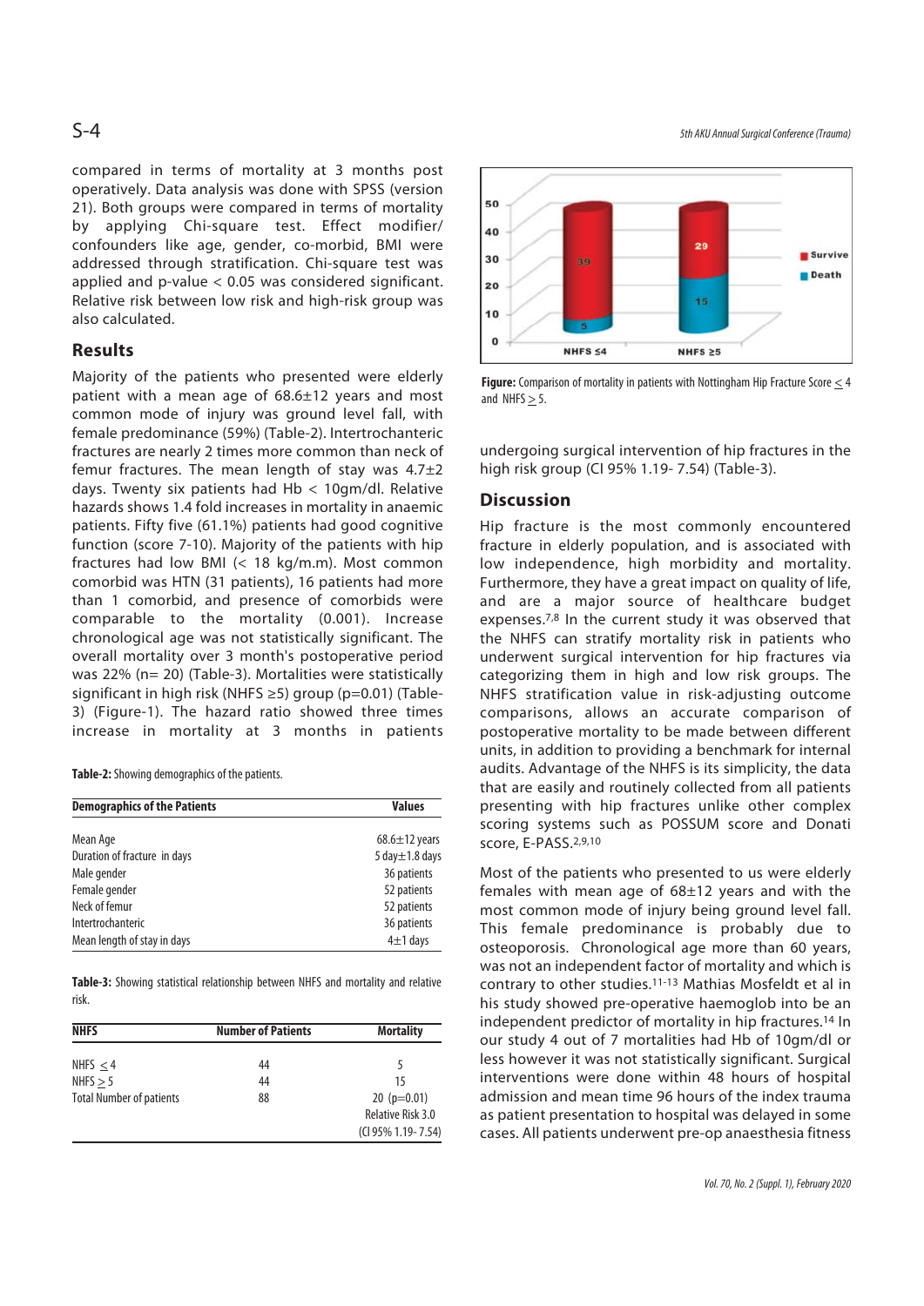compared in terms of mortality at 3 months post operatively. Data analysis was done with SPSS (version 21). Both groups were compared in terms of mortality by applying Chi-square test. Effect modifier/ confounders like age, gender, co-morbid, BMI were addressed through stratification. Chi-square test was applied and p-value < 0.05 was considered significant. Relative risk between low risk and high-risk group was also calculated.

## Results

Majority of the patients who presented were elderly patient with a mean age of 68.6±12 years and most common mode of injury was ground level fall, with female predominance (59%) (Table-2). Intertrochanteric fractures are nearly 2 times more common than neck of femur fractures. The mean length of stay was 4.7±2 days. Twenty six patients had Hb < 10gm/dl. Relative hazards shows 1.4 fold increases in mortality in anaemic patients. Fifty five (61.1%) patients had good cognitive function (score 7-10). Majority of the patients with hip fractures had low BMI (< 18 kg/m.m). Most common comorbid was HTN (31 patients), 16 patients had more than 1 comorbid, and presence of comorbids were comparable to the mortality (0.001). Increase chronological age was not statistically significant. The overall mortality over 3 month's postoperative period was 22% (n= 20) (Table-3). Mortalities were statistically significant in high risk (NHFS ≥5) group (p=0.01) (Table-3) (Figure-1). The hazard ratio showed three times increase in mortality at 3 months in patients undergoing surgical intervention of hip fractures in the high risk group (CI 95% 1.19- 7.54) (Table-3).

**Table-2:** Showing demographics of the patients.

| Demographics of the Patients | Values |
|---|---|
| Mean Age | 68.6±12 years |
| Duration of fracture in days | 5 day±1.8 days |
| Male gender | 36 patients |
| Female gender | 52 patients |
| Neck of femur | 52 patients |
| Intertrochanteric | 36 patients |
| Mean length of stay in days | 4±1 days |

**Table-3:** Showing statistical relationship between NHFS and mortality and relative risk.

| NHFS | Number of Patients | Mortality |
|---|---|---|
| NHFS ≤ 4 | 44 | 5 |
| NHFS ≥ 5 | 44 | 15 |
| Total Number of patients | 88 | 20 (p=0.01) |
| | | Relative Risk 3.0 |
| | | (CI 95% 1.19- 7.54) |

**Figure:** Comparison of mortality in patients with Nottingham Hip Fracture Score ≤ 4 and NHFS ≥ 5.

## Discussion

Hip fracture is the most commonly encountered fracture in elderly population, and is associated with low independence, high morbidity and mortality. Furthermore, they have a great impact on quality of life, and are a major source of healthcare budget expenses.[7,8] In the current study it was observed that the NHFS can stratify mortality risk in patients who underwent surgical intervention for hip fractures via categorizing them in high and low risk groups. The NHFS stratification value in risk-adjusting outcome comparisons, allows an accurate comparison of postoperative mortality to be made between different units, in addition to providing a benchmark for internal audits. Advantage of the NHFS is its simplicity, the data that are easily and routinely collected from all patients presenting with hip fractures unlike other complex scoring systems such as POSSUM score and Donati score, E-PASS.[2,9,10]

Most of the patients who presented to us were elderly females with mean age of 68±12 years and with the most common mode of injury being ground level fall. This female predominance is probably due to osteoporosis. Chronological age more than 60 years, was not an independent factor of mortality and which is contrary to other studies.[11-13] Mathias Mosfeldt et al in his study showed pre-operative haemoglob into be an independent predictor of mortality in hip fractures.[14] In our study 4 out of 7 mortalities had Hb of 10gm/dl or less however it was not statistically significant. Surgical interventions were done within 48 hours of hospital admission and mean time 96 hours of the index trauma as patient presentation to hospital was delayed in some cases. All patients underwent pre-op anaesthesia fitness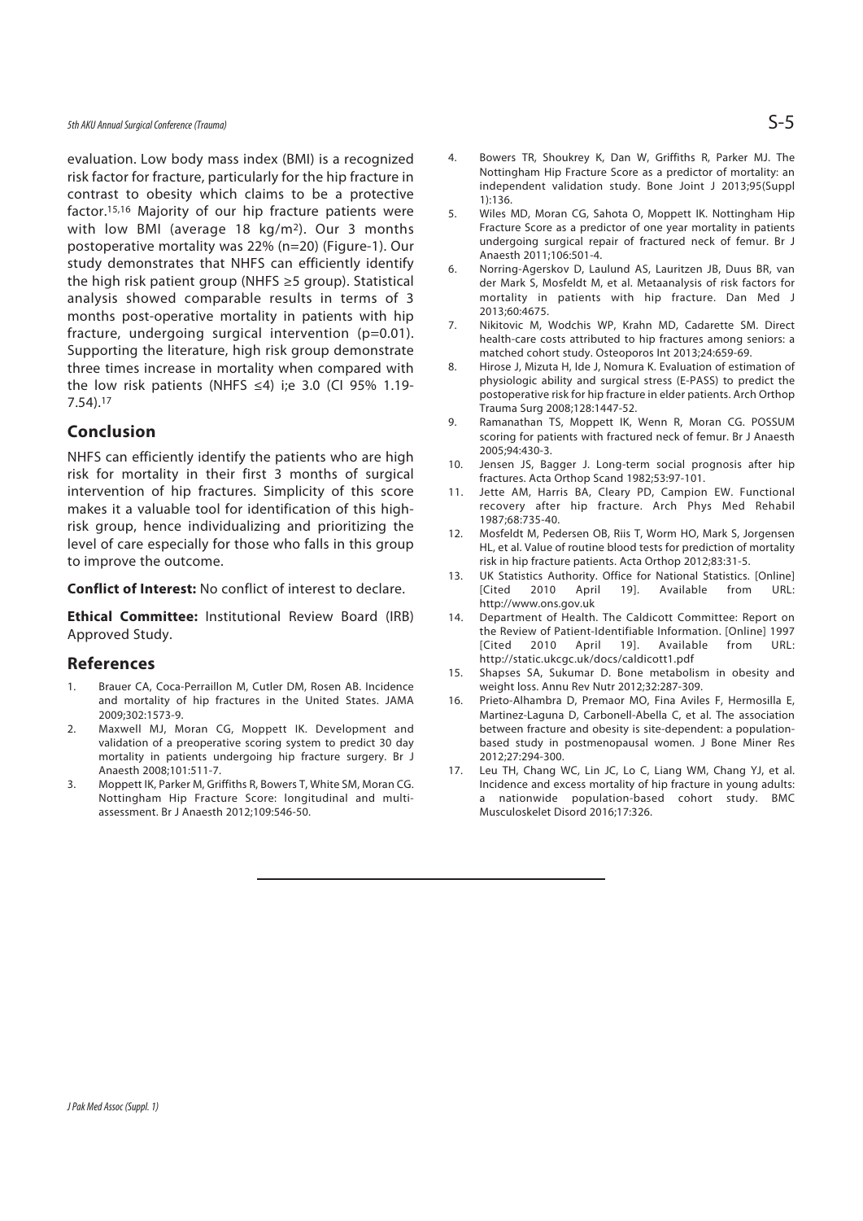evaluation. Low body mass index (BMI) is a recognized risk factor for fracture, particularly for the hip fracture in contrast to obesity which claims to be a protective factor.[15,16] Majority of our hip fracture patients were with low BMI (average 18 kg/m$^2$). Our 3 months postoperative mortality was 22% (n=20) (Figure-1). Our study demonstrates that NHFS can efficiently identify the high risk patient group (NHFS ≥5 group). Statistical analysis showed comparable results in terms of 3 months post-operative mortality in patients with hip fracture, undergoing surgical intervention (p=0.01). Supporting the literature, high risk group demonstrate three times increase in mortality when compared with the low risk patients (NHFS ≤4) i;e 3.0 (CI 95% 1.19-7.54).[17]

## Conclusion

NHFS can efficiently identify the patients who are high risk for mortality in their first 3 months of surgical intervention of hip fractures. Simplicity of this score makes it a valuable tool for identification of this high-risk group, hence individualizing and prioritizing the level of care especially for those who falls in this group to improve the outcome.

**Conflict of Interest:** No conflict of interest to declare.

**Ethical Committee:** Institutional Review Board (IRB) Approved Study.

## References

1. Brauer CA, Coca-Perraillon M, Cutler DM, Rosen AB. Incidence and mortality of hip fractures in the United States. JAMA 2009;302:1573-9.
2. Maxwell MJ, Moran CG, Moppett IK. Development and validation of a preoperative scoring system to predict 30 day mortality in patients undergoing hip fracture surgery. Br J Anaesth 2008;101:511-7.
3. Moppett IK, Parker M, Griffiths R, Bowers T, White SM, Moran CG. Nottingham Hip Fracture Score: longitudinal and multi-assessment. Br J Anaesth 2012;109:546-50.
4. Bowers TR, Shoukrey K, Dan W, Griffiths R, Parker MJ. The Nottingham Hip Fracture Score as a predictor of mortality: an independent validation study. Bone Joint J 2013;95(Suppl 1):136.
5. Wiles MD, Moran CG, Sahota O, Moppett IK. Nottingham Hip Fracture Score as a predictor of one year mortality in patients undergoing surgical repair of fractured neck of femur. Br J Anaesth 2011;106:501-4.
6. Norring-Agerskov D, Laulund AS, Lauritzen JB, Duus BR, van der Mark S, Mosfeldt M, et al. Metaanalysis of risk factors for mortality in patients with hip fracture. Dan Med J 2013;60:4675.
7. Nikitovic M, Wodchis WP, Krahn MD, Cadarette SM. Direct health-care costs attributed to hip fractures among seniors: a matched cohort study. Osteoporos Int 2013;24:659-69.
8. Hirose J, Mizuta H, Ide J, Nomura K. Evaluation of estimation of physiologic ability and surgical stress (E-PASS) to predict the postoperative risk for hip fracture in elder patients. Arch Orthop Trauma Surg 2008;128:1447-52.
9. Ramanathan TS, Moppett IK, Wenn R, Moran CG. POSSUM scoring for patients with fractured neck of femur. Br J Anaesth 2005;94:430-3.
10. Jensen JS, Bagger J. Long-term social prognosis after hip fractures. Acta Orthop Scand 1982;53:97-101.
11. Jette AM, Harris BA, Cleary PD, Campion EW. Functional recovery after hip fracture. Arch Phys Med Rehabil 1987;68:735-40.
12. Mosfeldt M, Pedersen OB, Riis T, Worm HO, Mark S, Jorgensen HL, et al. Value of routine blood tests for prediction of mortality risk in hip fracture patients. Acta Orthop 2012;83:31-5.
13. UK Statistics Authority. Office for National Statistics. [Online] [Cited 2010 April 19]. Available from URL: http://www.ons.gov.uk
14. Department of Health. The Caldicott Committee: Report on the Review of Patient-Identifiable Information. [Online] 1997 [Cited 2010 April 19]. Available from URL: http://static.ukcgc.uk/docs/caldicott1.pdf
15. Shapses SA, Sukumar D. Bone metabolism in obesity and weight loss. Annu Rev Nutr 2012;32:287-309.
16. Prieto-Alhambra D, Premaor MO, Fina Aviles F, Hermosilla E, Martinez-Laguna D, Carbonell-Abella C, et al. The association between fracture and obesity is site-dependent: a population-based study in postmenopausal women. J Bone Miner Res 2012;27:294-300.
17. Leu TH, Chang WC, Lin JC, Lo C, Liang WM, Chang YJ, et al. Incidence and excess mortality of hip fracture in young adults: a nationwide population-based cohort study. BMC Musculoskelet Disord 2016;17:326.